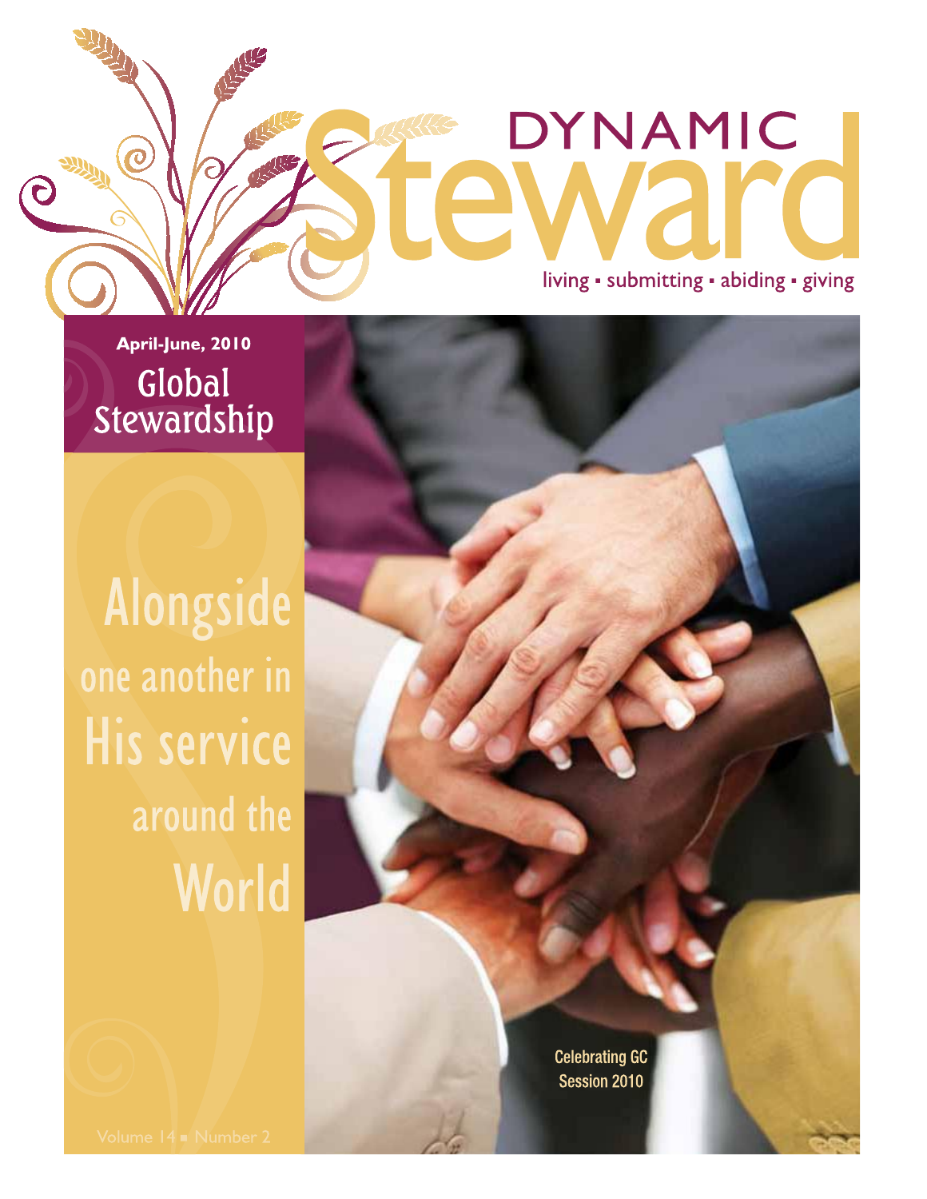# DYNAMIC Steward

living ▪ submitting ▪ abiding ▪ giving

**April-June, 2010**

## Global Stewardship

# Alongside one another in His service around the World

Celebrating GC Session 2010

Volume 14 ▪ Number 2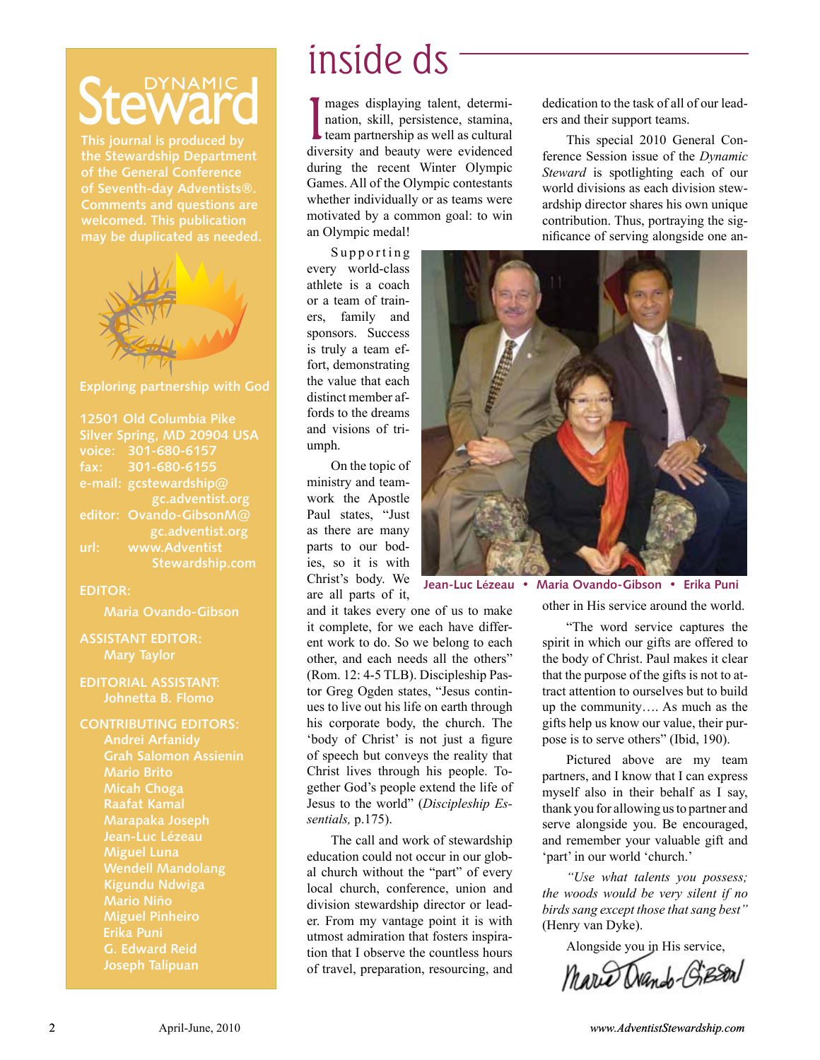# Dynamic Steward

**This journal is produced by the Stewardship Department of the General Conference of Seventh-day Adventists®. Comments and questions are welcomed. This publication may be duplicated as needed.**

**Exploring partnership with God**

12501 Old Columbia Pike
Silver Spring, MD 20904 USA
voice: 301-680-6157
fax: 301-680-6155
e-mail: gcstewardship@gc.adventist.org
editor: Ovando-GibsonM@gc.adventist.org
url: www.AdventistStewardship.com

**EDITOR:**
Maria Ovando-Gibson

**ASSISTANT EDITOR:**
Mary Taylor

**EDITORIAL ASSISTANT:**
Johnetta B. Flomo

**CONTRIBUTING EDITORS:**
Andrei Arfanidy
Grah Salomon Assienin
Mario Brito
Micah Choga
Raafat Kamal
Marapaka Joseph
Jean-Luc Lézeau
Miguel Luna
Wendell Mandolang
Kigundu Ndwiga
Mario Niño
Miguel Pinheiro
Erika Puni
G. Edward Reid
Joseph Talipuan

# inside ds

Images displaying talent, determination, skill, persistence, stamina, team partnership as well as cultural diversity and beauty were evidenced during the recent Winter Olympic Games. All of the Olympic contestants whether individually or as teams were motivated by a common goal: to win an Olympic medal!

Supporting every world-class athlete is a coach or a team of trainers, family and sponsors. Success is truly a team effort, demonstrating the value that each distinct member affords to the dreams and visions of triumph.

On the topic of ministry and teamwork the Apostle Paul states, "Just as there are many parts to our bodies, so it is with Christ's body. We are all parts of it, and it takes every one of us to make it complete, for we each have different work to do. So we belong to each other, and each needs all the others" (Rom. 12: 4-5 TLB). Discipleship Pastor Greg Ogden states, "Jesus continues to live out his life on earth through his corporate body, the church. The 'body of Christ' is not just a figure of speech but conveys the reality that Christ lives through his people. Together God's people extend the life of Jesus to the world" (*Discipleship Essentials,* p.175).

The call and work of stewardship education could not occur in our global church without the "part" of every local church, conference, union and division stewardship director or leader. From my vantage point it is with utmost admiration that fosters inspiration that I observe the countless hours of travel, preparation, resourcing, and dedication to the task of all of our leaders and their support teams.

This special 2010 General Conference Session issue of the *Dynamic Steward* is spotlighting each of our world divisions as each division stewardship director shares his own unique contribution. Thus, portraying the significance of serving alongside one another in His service around the world.

**Jean-Luc Lézeau • Maria Ovando-Gibson • Erika Puni**

"The word service captures the spirit in which our gifts are offered to the body of Christ. Paul makes it clear that the purpose of the gifts is not to attract attention to ourselves but to build up the community…. As much as the gifts help us know our value, their purpose is to serve others" (Ibid, 190).

Pictured above are my team partners, and I know that I can express myself also in their behalf as I say, thank you for allowing us to partner and serve alongside you. Be encouraged, and remember your valuable gift and 'part' in our world 'church.'

*"Use what talents you possess; the woods would be very silent if no birds sang except those that sang best"* (Henry van Dyke).

Alongside you in His service,

Maria Ovando-Gibson

April-June, 2010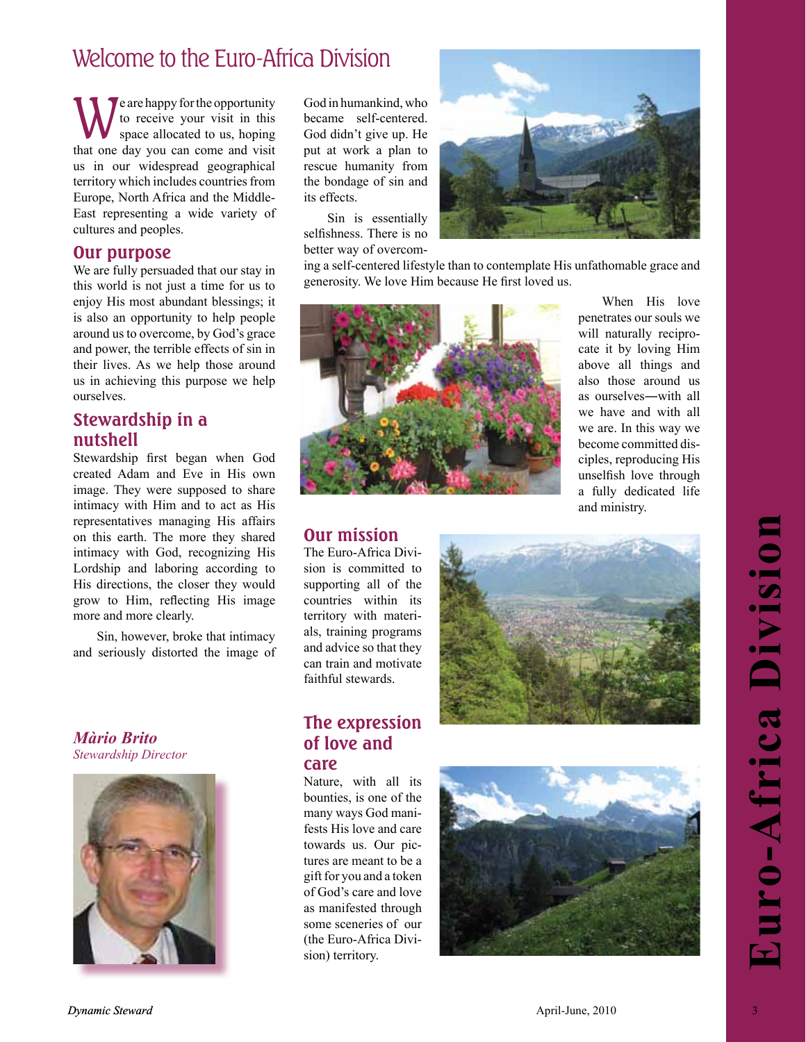# Welcome to the Euro-Africa Division

We are happy for the opportunity to receive your visit in this space allocated to us, hoping that one day you can come and visit us in our widespread geographical territory which includes countries from Europe, North Africa and the Middle-East representing a wide variety of cultures and peoples.

## Our purpose

We are fully persuaded that our stay in this world is not just a time for us to enjoy His most abundant blessings; it is also an opportunity to help people around us to overcome, by God's grace and power, the terrible effects of sin in their lives. As we help those around us in achieving this purpose we help ourselves.

## Stewardship in a nutshell

Stewardship first began when God created Adam and Eve in His own image. They were supposed to share intimacy with Him and to act as His representatives managing His affairs on this earth. The more they shared intimacy with God, recognizing His Lordship and laboring according to His directions, the closer they would grow to Him, reflecting His image more and more clearly.

Sin, however, broke that intimacy and seriously distorted the image of God in humankind, who became self-centered. God didn't give up. He put at work a plan to rescue humanity from the bondage of sin and its effects.

Sin is essentially selfishness. There is no better way of overcoming a self-centered lifestyle than to contemplate His unfathomable grace and generosity. We love Him because He first loved us.

When His love penetrates our souls we will naturally reciprocate it by loving Him above all things and also those around us as ourselves—with all we have and with all we are. In this way we become committed disciples, reproducing His unselfish love through a fully dedicated life and ministry.

## Our mission

The Euro-Africa Division is committed to supporting all of the countries within its territory with materials, training programs and advice so that they can train and motivate faithful stewards.

## The expression of love and care

Nature, with all its bounties, is one of the many ways God manifests His love and care towards us. Our pictures are meant to be a gift for you and a token of God's care and love as manifested through some sceneries of our (the Euro-Africa Division) territory.

*Màrio Brito*
*Stewardship Director*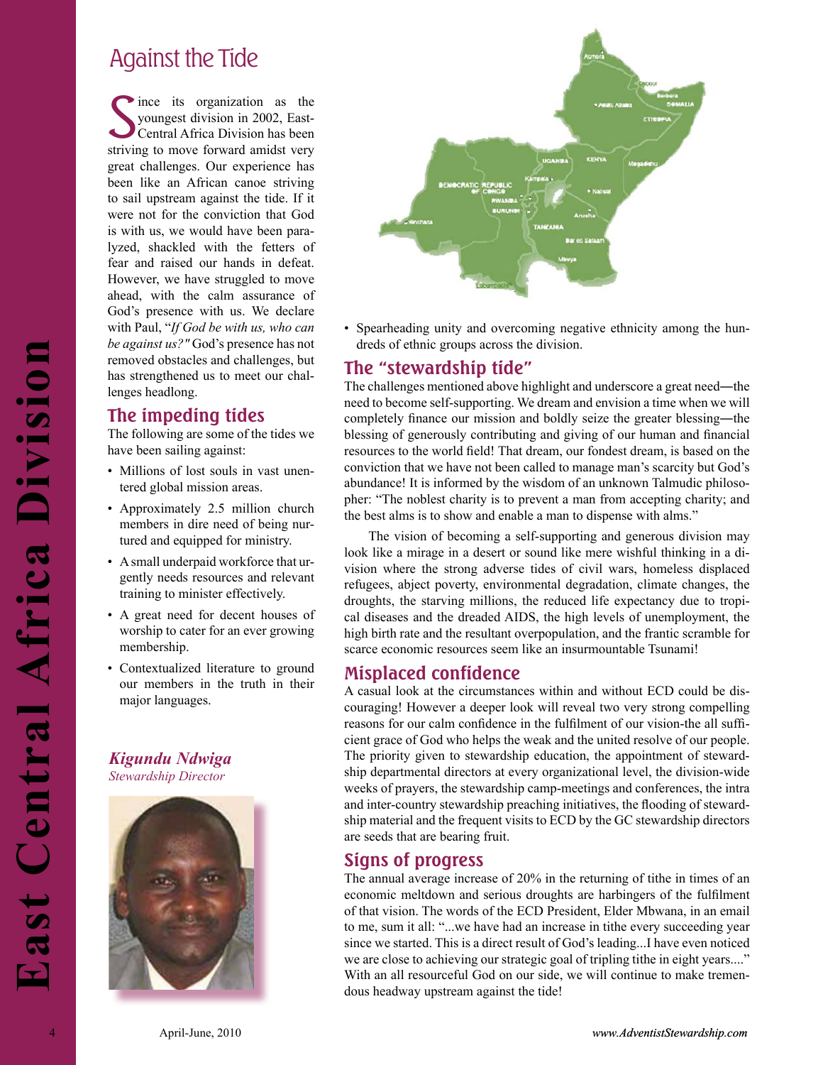# Against the Tide

Since its organization as the youngest division in 2002, East-Central Africa Division has been striving to move forward amidst very great challenges. Our experience has been like an African canoe striving to sail upstream against the tide. If it were not for the conviction that God is with us, we would have been paralyzed, shackled with the fetters of fear and raised our hands in defeat. However, we have struggled to move ahead, with the calm assurance of God's presence with us. We declare with Paul, "*If God be with us, who can be against us?"* God's presence has not removed obstacles and challenges, but has strengthened us to meet our challenges headlong.

## The impeding tides

The following are some of the tides we have been sailing against:

- Millions of lost souls in vast unentered global mission areas.
- Approximately 2.5 million church members in dire need of being nurtured and equipped for ministry.
- A small underpaid workforce that urgently needs resources and relevant training to minister effectively.
- A great need for decent houses of worship to cater for an ever growing membership.
- Contextualized literature to ground our members in the truth in their major languages.
- Spearheading unity and overcoming negative ethnicity among the hundreds of ethnic groups across the division.

***Kigundu Ndwiga***
*Stewardship Director*

## The "stewardship tide"

The challenges mentioned above highlight and underscore a great need—the need to become self-supporting. We dream and envision a time when we will completely finance our mission and boldly seize the greater blessing—the blessing of generously contributing and giving of our human and financial resources to the world field! That dream, our fondest dream, is based on the conviction that we have not been called to manage man's scarcity but God's abundance! It is informed by the wisdom of an unknown Talmudic philosopher: "The noblest charity is to prevent a man from accepting charity; and the best alms is to show and enable a man to dispense with alms."

The vision of becoming a self-supporting and generous division may look like a mirage in a desert or sound like mere wishful thinking in a division where the strong adverse tides of civil wars, homeless displaced refugees, abject poverty, environmental degradation, climate changes, the droughts, the starving millions, the reduced life expectancy due to tropical diseases and the dreaded AIDS, the high levels of unemployment, the high birth rate and the resultant overpopulation, and the frantic scramble for scarce economic resources seem like an insurmountable Tsunami!

## Misplaced confidence

A casual look at the circumstances within and without ECD could be discouraging! However a deeper look will reveal two very strong compelling reasons for our calm confidence in the fulfilment of our vision-the all sufficient grace of God who helps the weak and the united resolve of our people. The priority given to stewardship education, the appointment of stewardship departmental directors at every organizational level, the division-wide weeks of prayers, the stewardship camp-meetings and conferences, the intra and inter-country stewardship preaching initiatives, the flooding of stewardship material and the frequent visits to ECD by the GC stewardship directors are seeds that are bearing fruit.

## Signs of progress

The annual average increase of 20% in the returning of tithe in times of an economic meltdown and serious droughts are harbingers of the fulfilment of that vision. The words of the ECD President, Elder Mbwana, in an email to me, sum it all: "...we have had an increase in tithe every succeeding year since we started. This is a direct result of God's leading...I have even noticed we are close to achieving our strategic goal of tripling tithe in eight years...." With an all resourceful God on our side, we will continue to make tremendous headway upstream against the tide!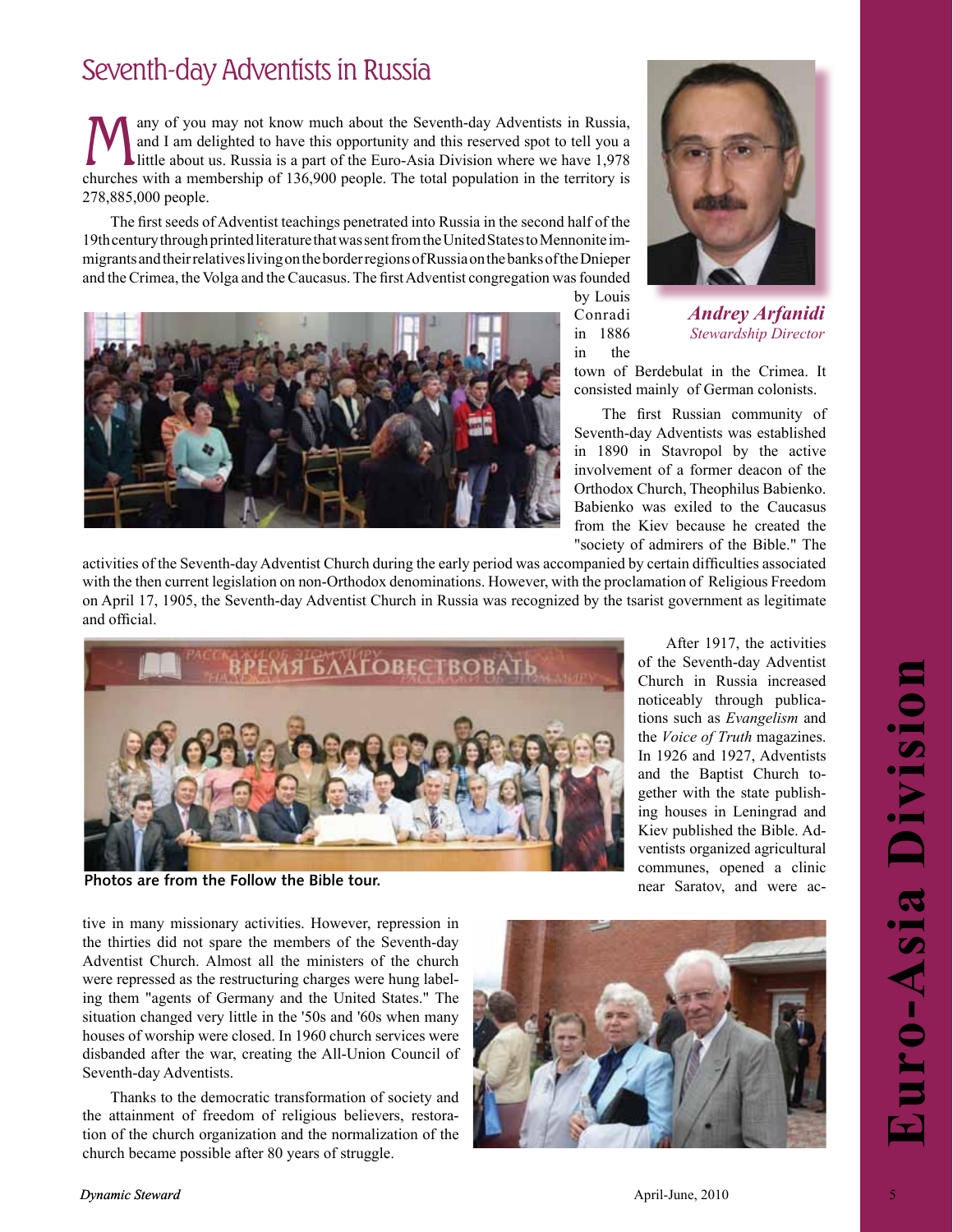# Seventh-day Adventists in Russia

Many of you may not know much about the Seventh-day Adventists in Russia, and I am delighted to have this opportunity and this reserved spot to tell you a little about us. Russia is a part of the Euro-Asia Division where we have 1,978 churches with a membership of 136,900 people. The total population in the territory is 278,885,000 people.

*Andrey Arfanidi*
*Stewardship Director*

The first seeds of Adventist teachings penetrated into Russia in the second half of the 19th century through printed literature that was sent from the United States to Mennonite immigrants and their relatives living on the border regions of Russia on the banks of the Dnieper and the Crimea, the Volga and the Caucasus. The first Adventist congregation was founded by Louis Conradi in 1886 in the town of Berdebulat in the Crimea. It consisted mainly of German colonists.

The first Russian community of Seventh-day Adventists was established in 1890 in Stavropol by the active involvement of a former deacon of the Orthodox Church, Theophilus Babienko. Babienko was exiled to the Caucasus from the Kiev because he created the "society of admirers of the Bible." The activities of the Seventh-day Adventist Church during the early period was accompanied by certain difficulties associated with the then current legislation on non-Orthodox denominations. However, with the proclamation of Religious Freedom on April 17, 1905, the Seventh-day Adventist Church in Russia was recognized by the tsarist government as legitimate and official.

After 1917, the activities of the Seventh-day Adventist Church in Russia increased noticeably through publications such as *Evangelism* and the *Voice of Truth* magazines. In 1926 and 1927, Adventists and the Baptist Church together with the state publishing houses in Leningrad and Kiev published the Bible. Adventists organized agricultural communes, opened a clinic near Saratov, and were active in many missionary activities. However, repression in the thirties did not spare the members of the Seventh-day Adventist Church. Almost all the ministers of the church were repressed as the restructuring charges were hung labeling them "agents of Germany and the United States." The situation changed very little in the '50s and '60s when many houses of worship were closed. In 1960 church services were disbanded after the war, creating the All-Union Council of Seventh-day Adventists.

**Photos are from the Follow the Bible tour.**

Thanks to the democratic transformation of society and the attainment of freedom of religious believers, restoration of the church organization and the normalization of the church became possible after 80 years of struggle.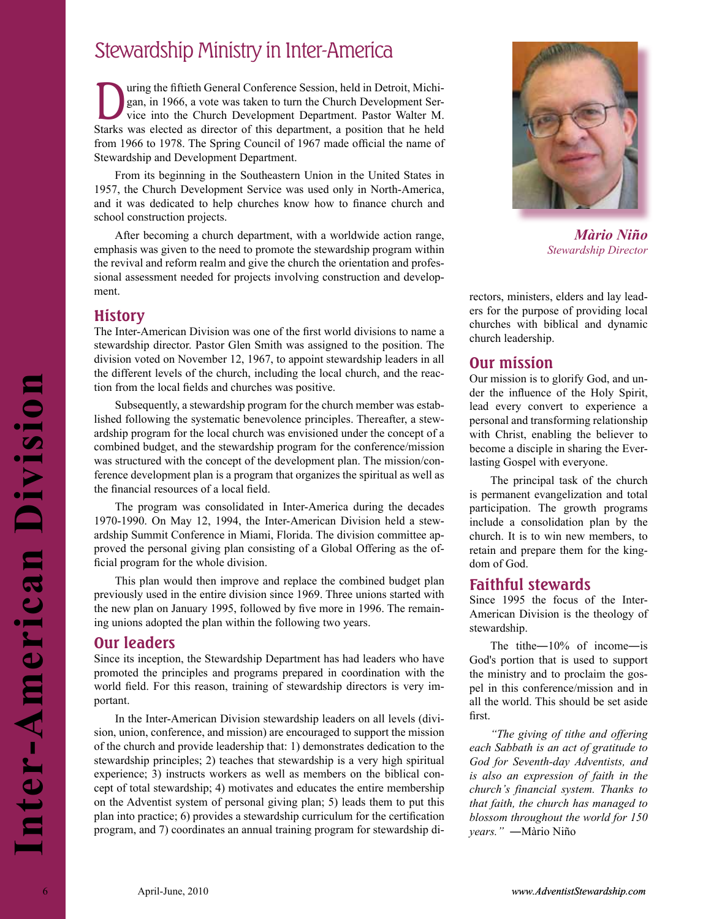# Stewardship Ministry in Inter-America

During the fiftieth General Conference Session, held in Detroit, Michigan, in 1966, a vote was taken to turn the Church Development Service into the Church Development Department. Pastor Walter M. Starks was elected as director of this department, a position that he held from 1966 to 1978. The Spring Council of 1967 made official the name of Stewardship and Development Department.

From its beginning in the Southeastern Union in the United States in 1957, the Church Development Service was used only in North-America, and it was dedicated to help churches know how to finance church and school construction projects.

After becoming a church department, with a worldwide action range, emphasis was given to the need to promote the stewardship program within the revival and reform realm and give the church the orientation and professional assessment needed for projects involving construction and development.

## History

The Inter-American Division was one of the first world divisions to name a stewardship director. Pastor Glen Smith was assigned to the position. The division voted on November 12, 1967, to appoint stewardship leaders in all the different levels of the church, including the local church, and the reaction from the local fields and churches was positive.

Subsequently, a stewardship program for the church member was established following the systematic benevolence principles. Thereafter, a stewardship program for the local church was envisioned under the concept of a combined budget, and the stewardship program for the conference/mission was structured with the concept of the development plan. The mission/conference development plan is a program that organizes the spiritual as well as the financial resources of a local field.

The program was consolidated in Inter-America during the decades 1970-1990. On May 12, 1994, the Inter-American Division held a stewardship Summit Conference in Miami, Florida. The division committee approved the personal giving plan consisting of a Global Offering as the official program for the whole division.

This plan would then improve and replace the combined budget plan previously used in the entire division since 1969. Three unions started with the new plan on January 1995, followed by five more in 1996. The remaining unions adopted the plan within the following two years.

## Our leaders

Since its inception, the Stewardship Department has had leaders who have promoted the principles and programs prepared in coordination with the world field. For this reason, training of stewardship directors is very important.

In the Inter-American Division stewardship leaders on all levels (division, union, conference, and mission) are encouraged to support the mission of the church and provide leadership that: 1) demonstrates dedication to the stewardship principles; 2) teaches that stewardship is a very high spiritual experience; 3) instructs workers as well as members on the biblical concept of total stewardship; 4) motivates and educates the entire membership on the Adventist system of personal giving plan; 5) leads them to put this plan into practice; 6) provides a stewardship curriculum for the certification program, and 7) coordinates an annual training program for stewardship directors, ministers, elders and lay leaders for the purpose of providing local churches with biblical and dynamic church leadership.

***Màrio Niño***
*Stewardship Director*

## Our mission

Our mission is to glorify God, and under the influence of the Holy Spirit, lead every convert to experience a personal and transforming relationship with Christ, enabling the believer to become a disciple in sharing the Everlasting Gospel with everyone.

The principal task of the church is permanent evangelization and total participation. The growth programs include a consolidation plan by the church. It is to win new members, to retain and prepare them for the kingdom of God.

## Faithful stewards

Since 1995 the focus of the Inter-American Division is the theology of stewardship.

The tithe—10% of income—is God's portion that is used to support the ministry and to proclaim the gospel in this conference/mission and in all the world. This should be set aside first.

*"The giving of tithe and offering each Sabbath is an act of gratitude to God for Seventh-day Adventists, and is also an expression of faith in the church's financial system. Thanks to that faith, the church has managed to blossom throughout the world for 150 years."* —Màrio Niño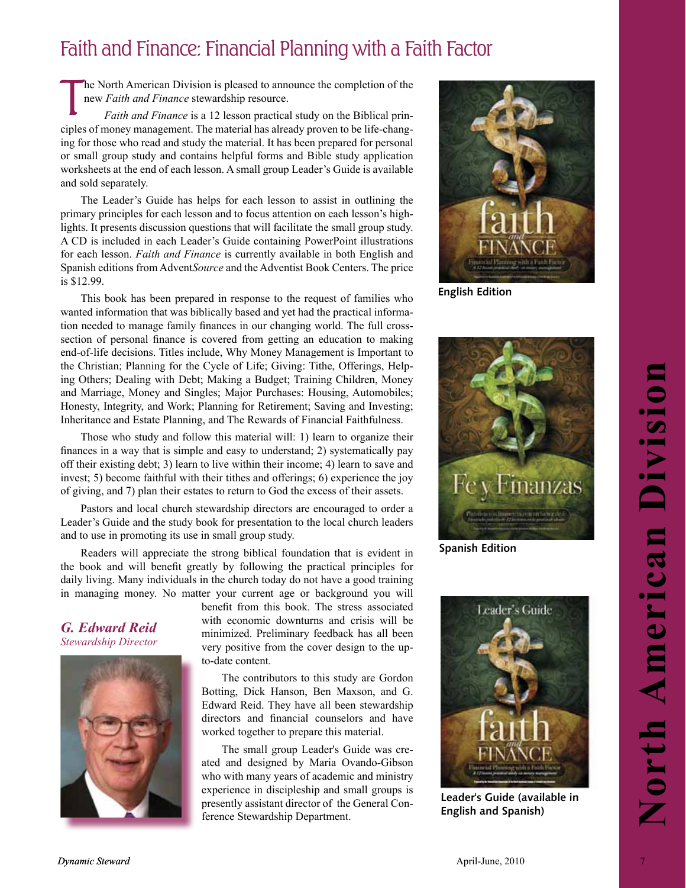# Faith and Finance: Financial Planning with a Faith Factor

The North American Division is pleased to announce the completion of the new *Faith and Finance* stewardship resource.

*Faith and Finance* is a 12 lesson practical study on the Biblical principles of money management. The material has already proven to be life-changing for those who read and study the material. It has been prepared for personal or small group study and contains helpful forms and Bible study application worksheets at the end of each lesson. A small group Leader's Guide is available and sold separately.

The Leader's Guide has helps for each lesson to assist in outlining the primary principles for each lesson and to focus attention on each lesson's highlights. It presents discussion questions that will facilitate the small group study. A CD is included in each Leader's Guide containing PowerPoint illustrations for each lesson. *Faith and Finance* is currently available in both English and Spanish editions from Advent*Source* and the Adventist Book Centers. The price is $12.99.

This book has been prepared in response to the request of families who wanted information that was biblically based and yet had the practical information needed to manage family finances in our changing world. The full cross-section of personal finance is covered from getting an education to making end-of-life decisions. Titles include, Why Money Management is Important to the Christian; Planning for the Cycle of Life; Giving: Tithe, Offerings, Helping Others; Dealing with Debt; Making a Budget; Training Children, Money and Marriage, Money and Singles; Major Purchases: Housing, Automobiles; Honesty, Integrity, and Work; Planning for Retirement; Saving and Investing; Inheritance and Estate Planning, and The Rewards of Financial Faithfulness.

Those who study and follow this material will: 1) learn to organize their finances in a way that is simple and easy to understand; 2) systematically pay off their existing debt; 3) learn to live within their income; 4) learn to save and invest; 5) become faithful with their tithes and offerings; 6) experience the joy of giving, and 7) plan their estates to return to God the excess of their assets.

Pastors and local church stewardship directors are encouraged to order a Leader's Guide and the study book for presentation to the local church leaders and to use in promoting its use in small group study.

Readers will appreciate the strong biblical foundation that is evident in the book and will benefit greatly by following the practical principles for daily living. Many individuals in the church today do not have a good training in managing money. No matter your current age or background you will benefit from this book. The stress associated with economic downturns and crisis will be minimized. Preliminary feedback has all been very positive from the cover design to the up-to-date content.

The contributors to this study are Gordon Botting, Dick Hanson, Ben Maxson, and G. Edward Reid. They have all been stewardship directors and financial counselors and have worked together to prepare this material.

The small group Leader's Guide was created and designed by Maria Ovando-Gibson who with many years of academic and ministry experience in discipleship and small groups is presently assistant director of the General Conference Stewardship Department.

***G. Edward Reid***
*Stewardship Director*

English Edition

Spanish Edition

Leader's Guide (available in English and Spanish)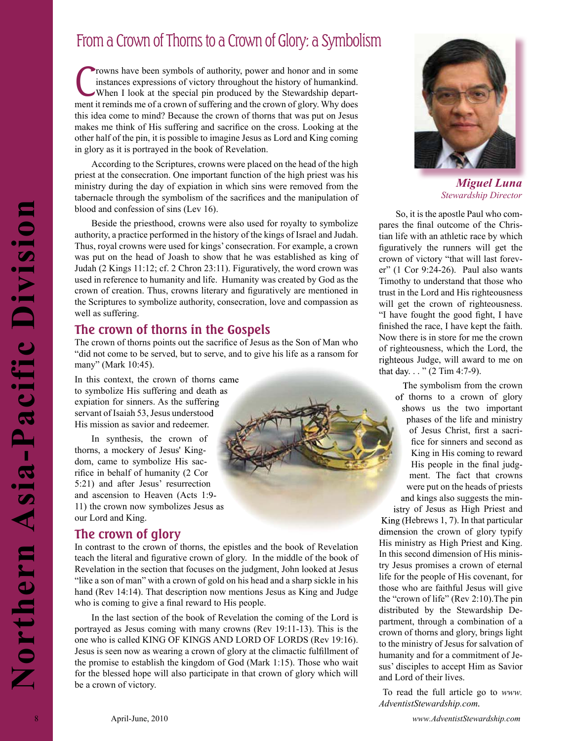# From a Crown of Thorns to a Crown of Glory: a Symbolism

Crowns have been symbols of authority, power and honor and in some instances expressions of victory throughout the history of humankind. When I look at the special pin produced by the Stewardship department it reminds me of a crown of suffering and the crown of glory. Why does this idea come to mind? Because the crown of thorns that was put on Jesus makes me think of His suffering and sacrifice on the cross. Looking at the other half of the pin, it is possible to imagine Jesus as Lord and King coming in glory as it is portrayed in the book of Revelation.

According to the Scriptures, crowns were placed on the head of the high priest at the consecration. One important function of the high priest was his ministry during the day of expiation in which sins were removed from the tabernacle through the symbolism of the sacrifices and the manipulation of blood and confession of sins (Lev 16).

Beside the priesthood, crowns were also used for royalty to symbolize authority, a practice performed in the history of the kings of Israel and Judah. Thus, royal crowns were used for kings' consecration. For example, a crown was put on the head of Joash to show that he was established as king of Judah (2 Kings 11:12; cf. 2 Chron 23:11). Figuratively, the word crown was used in reference to humanity and life. Humanity was created by God as the crown of creation. Thus, crowns literary and figuratively are mentioned in the Scriptures to symbolize authority, consecration, love and compassion as well as suffering.

## The crown of thorns in the Gospels

The crown of thorns points out the sacrifice of Jesus as the Son of Man who "did not come to be served, but to serve, and to give his life as a ransom for many" (Mark 10:45).

In this context, the crown of thorns came to symbolize His suffering and death as expiation for sinners. As the suffering servant of Isaiah 53, Jesus understood His mission as savior and redeemer.

In synthesis, the crown of thorns, a mockery of Jesus' Kingdom, came to symbolize His sacrifice in behalf of humanity (2 Cor 5:21) and after Jesus' resurrection and ascension to Heaven (Acts 1:9-11) the crown now symbolizes Jesus as our Lord and King.

## The crown of glory

In contrast to the crown of thorns, the epistles and the book of Revelation teach the literal and figurative crown of glory. In the middle of the book of Revelation in the section that focuses on the judgment, John looked at Jesus "like a son of man" with a crown of gold on his head and a sharp sickle in his hand (Rev 14:14). That description now mentions Jesus as King and Judge who is coming to give a final reward to His people.

In the last section of the book of Revelation the coming of the Lord is portrayed as Jesus coming with many crowns (Rev 19:11-13). This is the one who is called KING OF KINGS AND LORD OF LORDS (Rev 19:16). Jesus is seen now as wearing a crown of glory at the climactic fulfillment of the promise to establish the kingdom of God (Mark 1:15). Those who wait for the blessed hope will also participate in that crown of glory which will be a crown of victory.

***Miguel Luna***
*Stewardship Director*

So, it is the apostle Paul who compares the final outcome of the Christian life with an athletic race by which figuratively the runners will get the crown of victory "that will last forever" (1 Cor 9:24-26). Paul also wants Timothy to understand that those who trust in the Lord and His righteousness will get the crown of righteousness. "I have fought the good fight, I have finished the race, I have kept the faith. Now there is in store for me the crown of righteousness, which the Lord, the righteous Judge, will award to me on that day. . . " (2 Tim 4:7-9).

The symbolism from the crown of thorns to a crown of glory shows us the two important phases of the life and ministry of Jesus Christ, first a sacrifice for sinners and second as King in His coming to reward His people in the final judgment. The fact that crowns were put on the heads of priests and kings also suggests the ministry of Jesus as High Priest and King (Hebrews 1, 7). In that particular dimension the crown of glory typify His ministry as High Priest and King. In this second dimension of His ministry Jesus promises a crown of eternal life for the people of His covenant, for those who are faithful Jesus will give the "crown of life" (Rev 2:10).The pin distributed by the Stewardship Department, through a combination of a crown of thorns and glory, brings light to the ministry of Jesus for salvation of humanity and for a commitment of Jesus' disciples to accept Him as Savior and Lord of their lives.

To read the full article go to *www.AdventistStewardship.com*.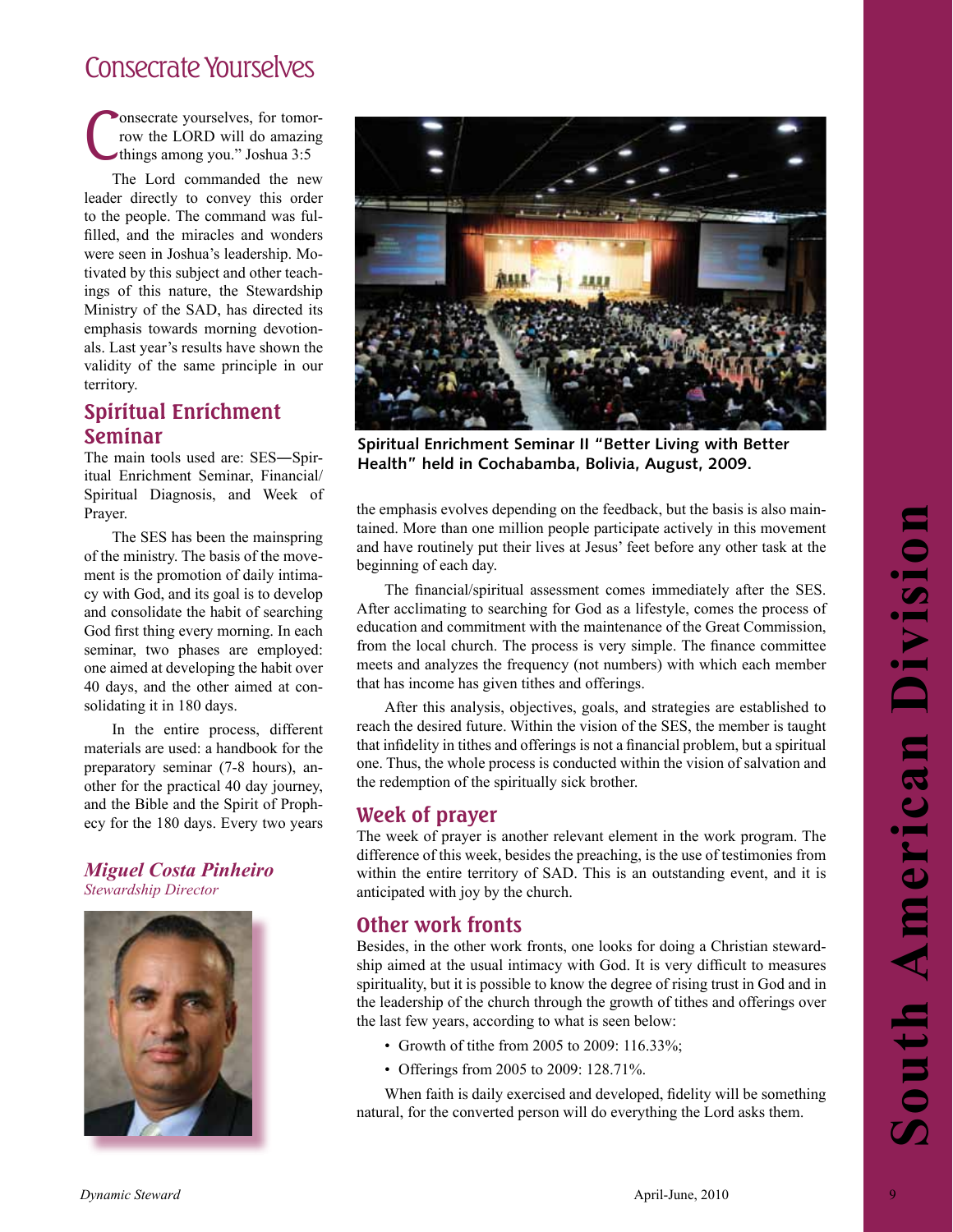# Consecrate Yourselves

"Consecrate yourselves, for tomorrow the LORD will do amazing things among you." Joshua 3:5

The Lord commanded the new leader directly to convey this order to the people. The command was fulfilled, and the miracles and wonders were seen in Joshua's leadership. Motivated by this subject and other teachings of this nature, the Stewardship Ministry of the SAD, has directed its emphasis towards morning devotionals. Last year's results have shown the validity of the same principle in our territory.

## Spiritual Enrichment Seminar

The main tools used are: SES—Spiritual Enrichment Seminar, Financial/Spiritual Diagnosis, and Week of Prayer.

The SES has been the mainspring of the ministry. The basis of the movement is the promotion of daily intimacy with God, and its goal is to develop and consolidate the habit of searching God first thing every morning. In each seminar, two phases are employed: one aimed at developing the habit over 40 days, and the other aimed at consolidating it in 180 days.

In the entire process, different materials are used: a handbook for the preparatory seminar (7-8 hours), another for the practical 40 day journey, and the Bible and the Spirit of Prophecy for the 180 days. Every two years the emphasis evolves depending on the feedback, but the basis is also maintained. More than one million people participate actively in this movement and have routinely put their lives at Jesus' feet before any other task at the beginning of each day.

**Spiritual Enrichment Seminar II "Better Living with Better Health" held in Cochabamba, Bolivia, August, 2009.**

The financial/spiritual assessment comes immediately after the SES. After acclimating to searching for God as a lifestyle, comes the process of education and commitment with the maintenance of the Great Commission, from the local church. The process is very simple. The finance committee meets and analyzes the frequency (not numbers) with which each member that has income has given tithes and offerings.

After this analysis, objectives, goals, and strategies are established to reach the desired future. Within the vision of the SES, the member is taught that infidelity in tithes and offerings is not a financial problem, but a spiritual one. Thus, the whole process is conducted within the vision of salvation and the redemption of the spiritually sick brother.

## Week of prayer

The week of prayer is another relevant element in the work program. The difference of this week, besides the preaching, is the use of testimonies from within the entire territory of SAD. This is an outstanding event, and it is anticipated with joy by the church.

## Other work fronts

Besides, in the other work fronts, one looks for doing a Christian stewardship aimed at the usual intimacy with God. It is very difficult to measures spirituality, but it is possible to know the degree of rising trust in God and in the leadership of the church through the growth of tithes and offerings over the last few years, according to what is seen below:

- Growth of tithe from 2005 to 2009: 116.33%;
- Offerings from 2005 to 2009: 128.71%.

When faith is daily exercised and developed, fidelity will be something natural, for the converted person will do everything the Lord asks them.

***Miguel Costa Pinheiro***
*Stewardship Director*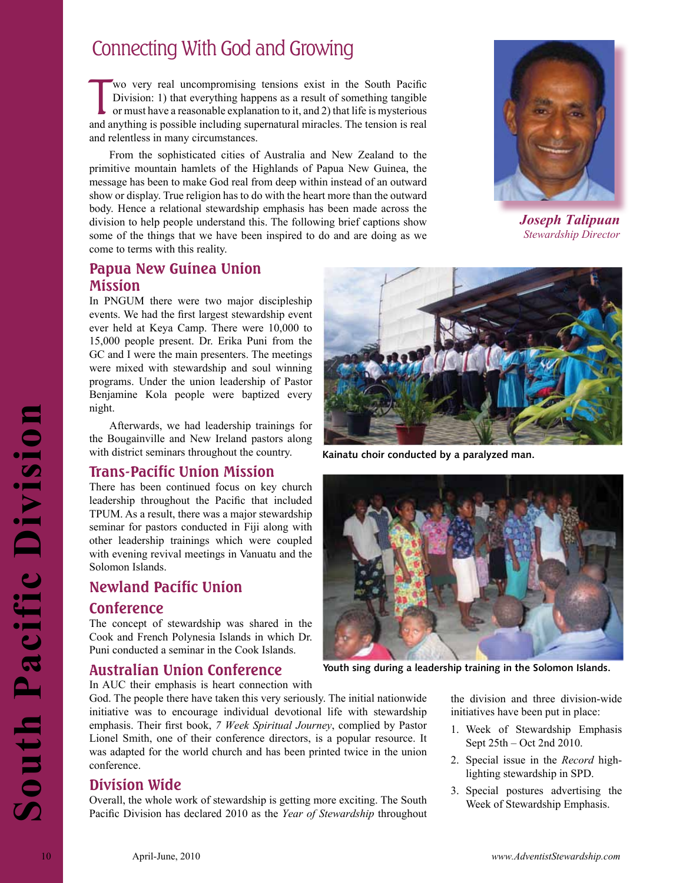# Connecting With God and Growing

Two very real uncompromising tensions exist in the South Pacific Division: 1) that everything happens as a result of something tangible or must have a reasonable explanation to it, and 2) that life is mysterious and anything is possible including supernatural miracles. The tension is real and relentless in many circumstances.

From the sophisticated cities of Australia and New Zealand to the primitive mountain hamlets of the Highlands of Papua New Guinea, the message has been to make God real from deep within instead of an outward show or display. True religion has to do with the heart more than the outward body. Hence a relational stewardship emphasis has been made across the division to help people understand this. The following brief captions show some of the things that we have been inspired to do and are doing as we come to terms with this reality.

***Joseph Talipuan***
*Stewardship Director*

## Papua New Guinea Union Mission

In PNGUM there were two major discipleship events. We had the first largest stewardship event ever held at Keya Camp. There were 10,000 to 15,000 people present. Dr. Erika Puni from the GC and I were the main presenters. The meetings were mixed with stewardship and soul winning programs. Under the union leadership of Pastor Benjamine Kola people were baptized every night.

Afterwards, we had leadership trainings for the Bougainville and New Ireland pastors along with district seminars throughout the country.

**Kainatu choir conducted by a paralyzed man.**

## Trans-Pacific Union Mission

There has been continued focus on key church leadership throughout the Pacific that included TPUM. As a result, there was a major stewardship seminar for pastors conducted in Fiji along with other leadership trainings which were coupled with evening revival meetings in Vanuatu and the Solomon Islands.

**Youth sing during a leadership training in the Solomon Islands.**

## Newland Pacific Union Conference

The concept of stewardship was shared in the Cook and French Polynesia Islands in which Dr. Puni conducted a seminar in the Cook Islands.

## Australian Union Conference

In AUC their emphasis is heart connection with God. The people there have taken this very seriously. The initial nationwide initiative was to encourage individual devotional life with stewardship emphasis. Their first book, *7 Week Spiritual Journey*, complied by Pastor Lionel Smith, one of their conference directors, is a popular resource. It was adapted for the world church and has been printed twice in the union conference.

## Division Wide

Overall, the whole work of stewardship is getting more exciting. The South Pacific Division has declared 2010 as the *Year of Stewardship* throughout the division and three division-wide initiatives have been put in place:

1. Week of Stewardship Emphasis Sept 25th – Oct 2nd 2010.
2. Special issue in the *Record* high-lighting stewardship in SPD.
3. Special postures advertising the Week of Stewardship Emphasis.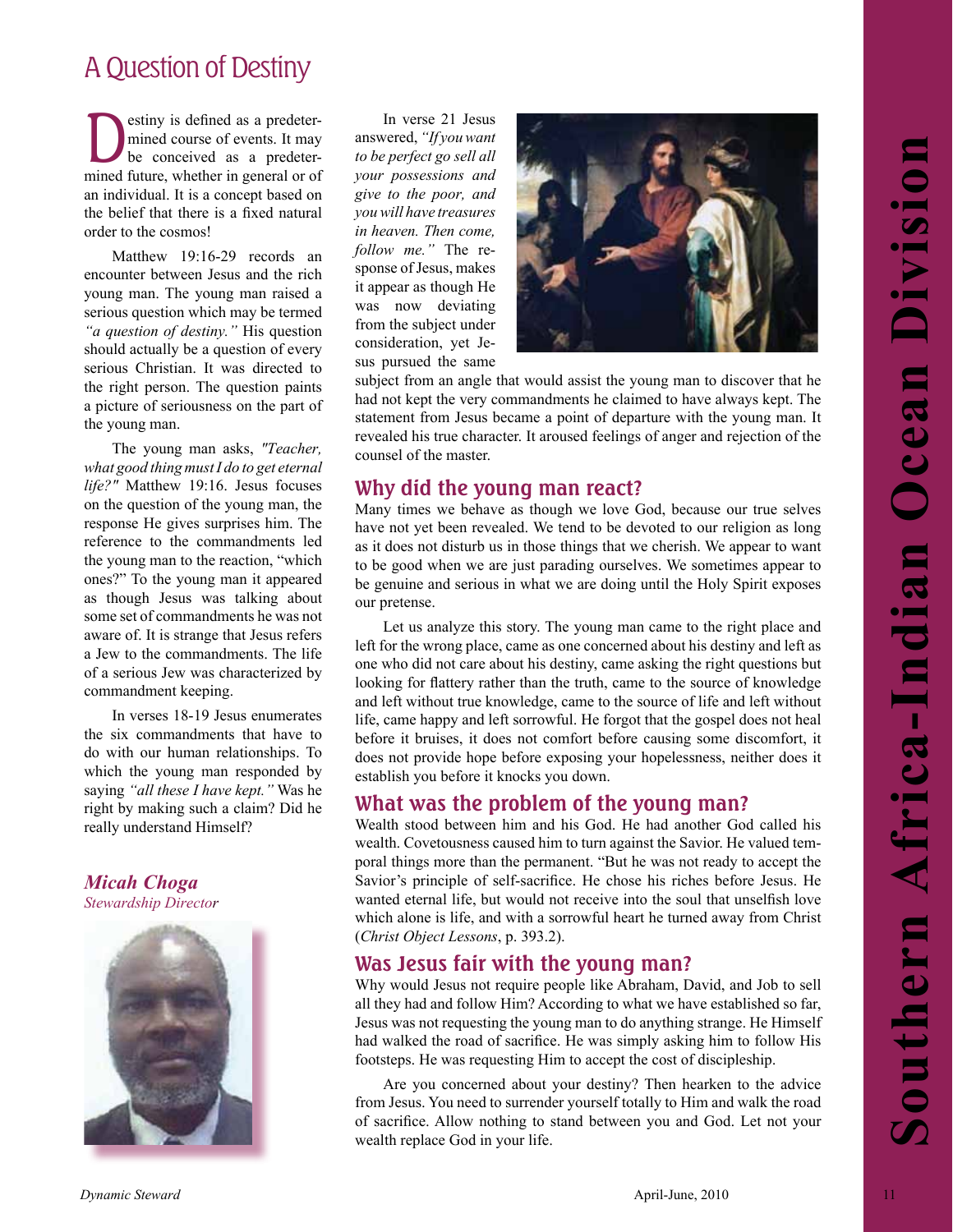# A Question of Destiny

Destiny is defined as a predetermined course of events. It may be conceived as a predetermined future, whether in general or of an individual. It is a concept based on the belief that there is a fixed natural order to the cosmos!

Matthew 19:16-29 records an encounter between Jesus and the rich young man. The young man raised a serious question which may be termed *"a question of destiny."* His question should actually be a question of every serious Christian. It was directed to the right person. The question paints a picture of seriousness on the part of the young man.

The young man asks, *"Teacher, what good thing must I do to get eternal life?"* Matthew 19:16. Jesus focuses on the question of the young man, the response He gives surprises him. The reference to the commandments led the young man to the reaction, "which ones?" To the young man it appeared as though Jesus was talking about some set of commandments he was not aware of. It is strange that Jesus refers a Jew to the commandments. The life of a serious Jew was characterized by commandment keeping.

In verses 18-19 Jesus enumerates the six commandments that have to do with our human relationships. To which the young man responded by saying *"all these I have kept."* Was he right by making such a claim? Did he really understand Himself?

***Micah Choga***
*Stewardship Director*

In verse 21 Jesus answered, *"If you want to be perfect go sell all your possessions and give to the poor, and you will have treasures in heaven. Then come, follow me."* The response of Jesus, makes it appear as though He was now deviating from the subject under consideration, yet Jesus pursued the same subject from an angle that would assist the young man to discover that he had not kept the very commandments he claimed to have always kept. The statement from Jesus became a point of departure with the young man. It revealed his true character. It aroused feelings of anger and rejection of the counsel of the master.

## Why did the young man react?

Many times we behave as though we love God, because our true selves have not yet been revealed. We tend to be devoted to our religion as long as it does not disturb us in those things that we cherish. We appear to want to be good when we are just parading ourselves. We sometimes appear to be genuine and serious in what we are doing until the Holy Spirit exposes our pretense.

Let us analyze this story. The young man came to the right place and left for the wrong place, came as one concerned about his destiny and left as one who did not care about his destiny, came asking the right questions but looking for flattery rather than the truth, came to the source of knowledge and left without true knowledge, came to the source of life and left without life, came happy and left sorrowful. He forgot that the gospel does not heal before it bruises, it does not comfort before causing some discomfort, it does not provide hope before exposing your hopelessness, neither does it establish you before it knocks you down.

## What was the problem of the young man?

Wealth stood between him and his God. He had another God called his wealth. Covetousness caused him to turn against the Savior. He valued temporal things more than the permanent. "But he was not ready to accept the Savior's principle of self-sacrifice. He chose his riches before Jesus. He wanted eternal life, but would not receive into the soul that unselfish love which alone is life, and with a sorrowful heart he turned away from Christ (*Christ Object Lessons*, p. 393.2).

## Was Jesus fair with the young man?

Why would Jesus not require people like Abraham, David, and Job to sell all they had and follow Him? According to what we have established so far, Jesus was not requesting the young man to do anything strange. He Himself had walked the road of sacrifice. He was simply asking him to follow His footsteps. He was requesting Him to accept the cost of discipleship.

Are you concerned about your destiny? Then hearken to the advice from Jesus. You need to surrender yourself totally to Him and walk the road of sacrifice. Allow nothing to stand between you and God. Let not your wealth replace God in your life.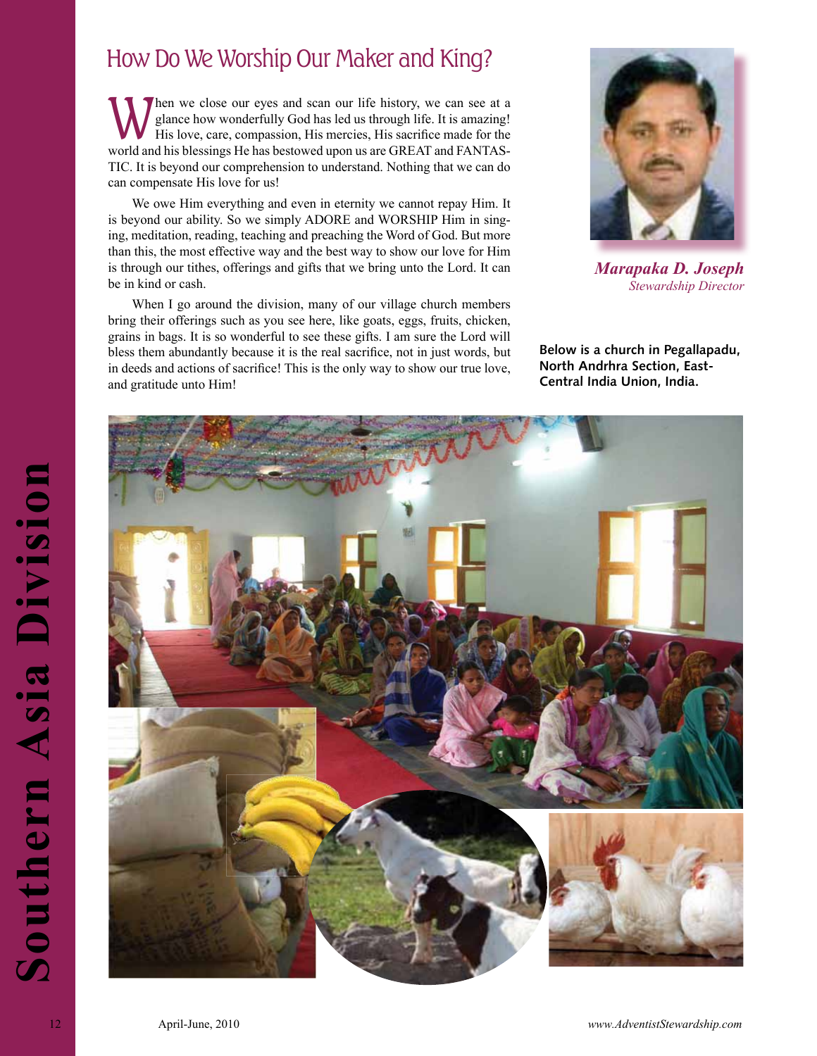# How Do We Worship Our Maker and King?

When we close our eyes and scan our life history, we can see at a glance how wonderfully God has led us through life. It is amazing! His love, care, compassion, His mercies, His sacrifice made for the world and his blessings He has bestowed upon us are GREAT and FANTASTIC. It is beyond our comprehension to understand. Nothing that we can do can compensate His love for us!

We owe Him everything and even in eternity we cannot repay Him. It is beyond our ability. So we simply ADORE and WORSHIP Him in singing, meditation, reading, teaching and preaching the Word of God. But more than this, the most effective way and the best way to show our love for Him is through our tithes, offerings and gifts that we bring unto the Lord. It can be in kind or cash.

When I go around the division, many of our village church members bring their offerings such as you see here, like goats, eggs, fruits, chicken, grains in bags. It is so wonderful to see these gifts. I am sure the Lord will bless them abundantly because it is the real sacrifice, not in just words, but in deeds and actions of sacrifice! This is the only way to show our true love, and gratitude unto Him!

***Marapaka D. Joseph***
*Stewardship Director*

**Below is a church in Pegallapadu, North Andrhra Section, East-Central India Union, India.**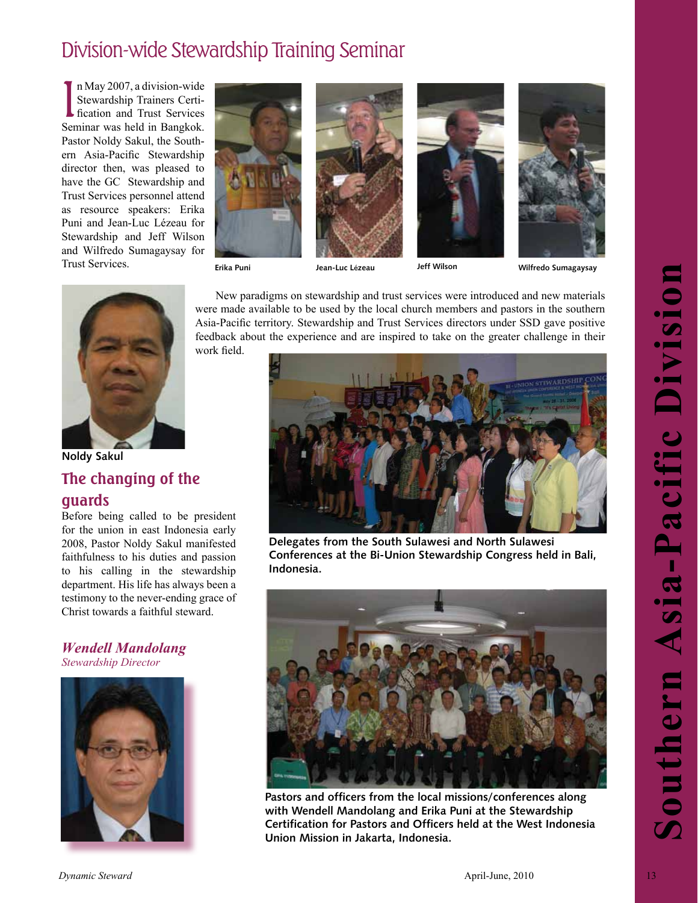# Division-wide Stewardship Training Seminar

In May 2007, a division-wide Stewardship Trainers Certification and Trust Services Seminar was held in Bangkok. Pastor Noldy Sakul, the Southern Asia-Pacific Stewardship director then, was pleased to have the GC Stewardship and Trust Services personnel attend as resource speakers: Erika Puni and Jean-Luc Lézeau for Stewardship and Jeff Wilson and Wilfredo Sumagaysay for Trust Services.

Erika Puni

Jean-Luc Lézeau

Jeff Wilson

Wilfredo Sumagaysay

New paradigms on stewardship and trust services were introduced and new materials were made available to be used by the local church members and pastors in the southern Asia-Pacific territory. Stewardship and Trust Services directors under SSD gave positive feedback about the experience and are inspired to take on the greater challenge in their work field.

Noldy Sakul

## The changing of the guards

Before being called to be president for the union in east Indonesia early 2008, Pastor Noldy Sakul manifested faithfulness to his duties and passion to his calling in the stewardship department. His life has always been a testimony to the never-ending grace of Christ towards a faithful steward.

***Wendell Mandolang***
*Stewardship Director*

**Delegates from the South Sulawesi and North Sulawesi Conferences at the Bi-Union Stewardship Congress held in Bali, Indonesia.**

**Pastors and officers from the local missions/conferences along with Wendell Mandolang and Erika Puni at the Stewardship Certification for Pastors and Officers held at the West Indonesia Union Mission in Jakarta, Indonesia.**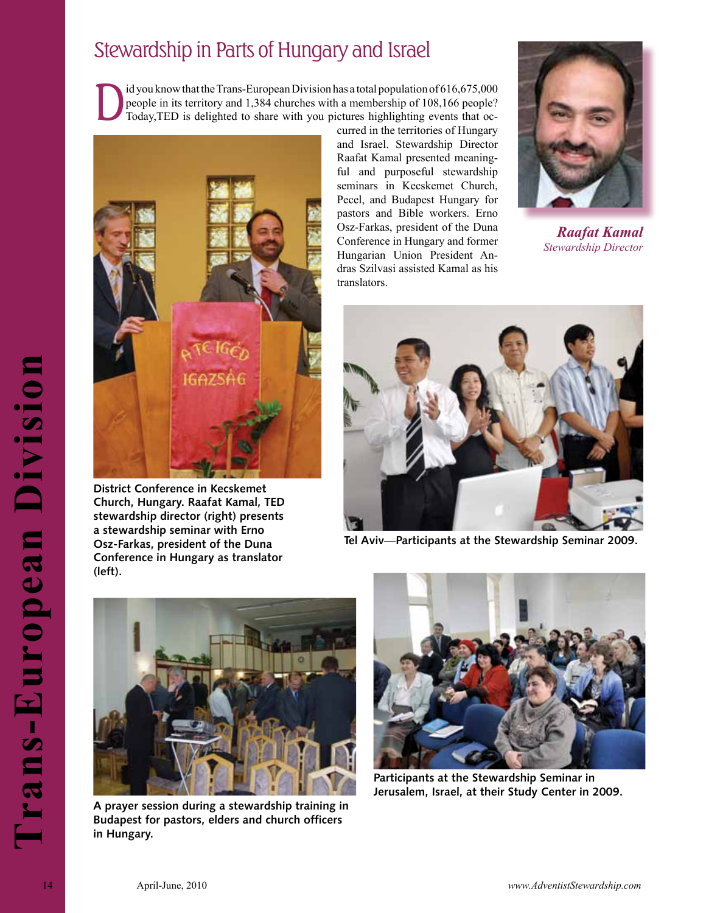# Stewardship in Parts of Hungary and Israel

Did you know that the Trans-European Division has a total population of 616,675,000 people in its territory and 1,384 churches with a membership of 108,166 people? Today,TED is delighted to share with you pictures highlighting events that occurred in the territories of Hungary and Israel. Stewardship Director Raafat Kamal presented meaningful and purposeful stewardship seminars in Kecskemet Church, Pecel, and Budapest Hungary for pastors and Bible workers. Erno Osz-Farkas, president of the Duna Conference in Hungary and former Hungarian Union President Andras Szilvasi assisted Kamal as his translators.

***Raafat Kamal***
*Stewardship Director*

**District Conference in Kecskemet Church, Hungary. Raafat Kamal, TED stewardship director (right) presents a stewardship seminar with Erno Osz-Farkas, president of the Duna Conference in Hungary as translator (left).**

**Tel Aviv—Participants at the Stewardship Seminar 2009.**

**A prayer session during a stewardship training in Budapest for pastors, elders and church officers in Hungary.**

**Participants at the Stewardship Seminar in Jerusalem, Israel, at their Study Center in 2009.**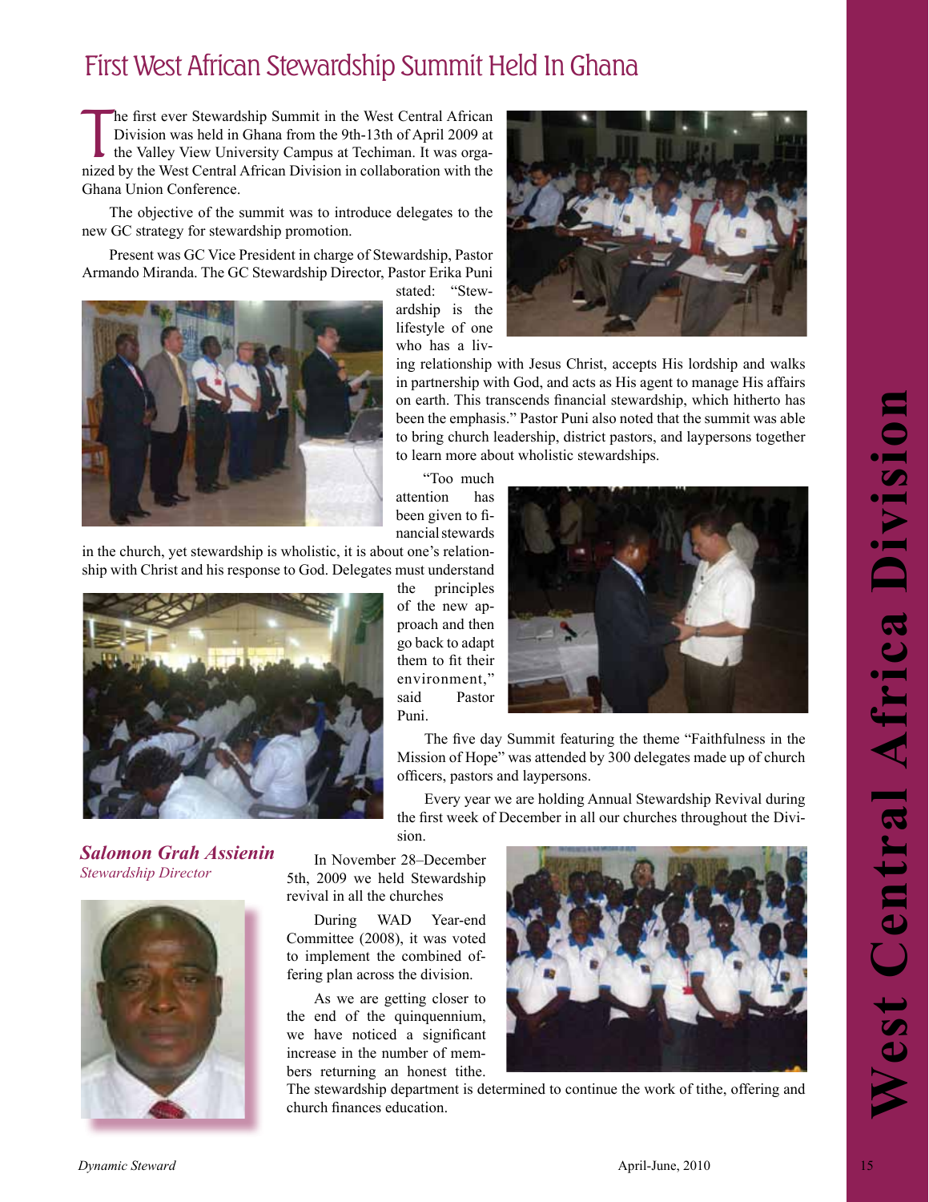# First West African Stewardship Summit Held In Ghana

The first ever Stewardship Summit in the West Central African Division was held in Ghana from the 9th-13th of April 2009 at the Valley View University Campus at Techiman. It was organized by the West Central African Division in collaboration with the Ghana Union Conference.

The objective of the summit was to introduce delegates to the new GC strategy for stewardship promotion.

Present was GC Vice President in charge of Stewardship, Pastor Armando Miranda. The GC Stewardship Director, Pastor Erika Puni stated: "Stewardship is the lifestyle of one who has a living relationship with Jesus Christ, accepts His lordship and walks in partnership with God, and acts as His agent to manage His affairs on earth. This transcends financial stewardship, which hitherto has been the emphasis." Pastor Puni also noted that the summit was able to bring church leadership, district pastors, and laypersons together to learn more about wholistic stewardships.

"Too much attention has been given to financial stewards in the church, yet stewardship is wholistic, it is about one's relationship with Christ and his response to God. Delegates must understand the principles of the new approach and then go back to adapt them to fit their environment," said Pastor Puni.

The five day Summit featuring the theme "Faithfulness in the Mission of Hope" was attended by 300 delegates made up of church officers, pastors and laypersons.

Every year we are holding Annual Stewardship Revival during the first week of December in all our churches throughout the Division.

***Salomon Grah Assienin***
*Stewardship Director*

In November 28–December 5th, 2009 we held Stewardship revival in all the churches

During WAD Year-end Committee (2008), it was voted to implement the combined offering plan across the division.

As we are getting closer to the end of the quinquennium, we have noticed a significant increase in the number of members returning an honest tithe. The stewardship department is determined to continue the work of tithe, offering and church finances education.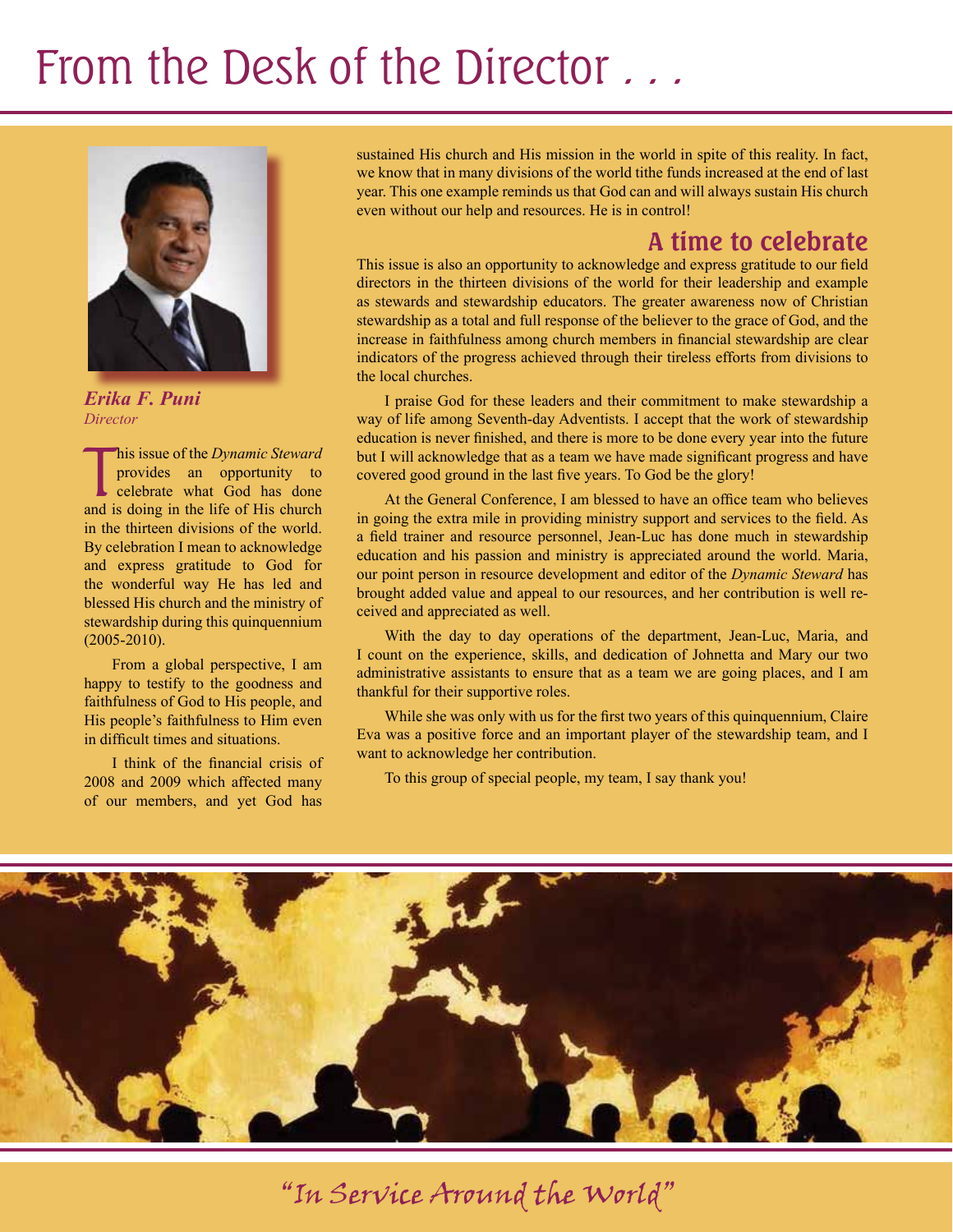# From the Desk of the Director . . .

***Erika F. Puni***
*Director*

This issue of the *Dynamic Steward* provides an opportunity to celebrate what God has done and is doing in the life of His church in the thirteen divisions of the world. By celebration I mean to acknowledge and express gratitude to God for the wonderful way He has led and blessed His church and the ministry of stewardship during this quinquennium (2005-2010).

From a global perspective, I am happy to testify to the goodness and faithfulness of God to His people, and His people's faithfulness to Him even in difficult times and situations.

I think of the financial crisis of 2008 and 2009 which affected many of our members, and yet God has sustained His church and His mission in the world in spite of this reality. In fact, we know that in many divisions of the world tithe funds increased at the end of last year. This one example reminds us that God can and will always sustain His church even without our help and resources. He is in control!

## A time to celebrate

This issue is also an opportunity to acknowledge and express gratitude to our field directors in the thirteen divisions of the world for their leadership and example as stewards and stewardship educators. The greater awareness now of Christian stewardship as a total and full response of the believer to the grace of God, and the increase in faithfulness among church members in financial stewardship are clear indicators of the progress achieved through their tireless efforts from divisions to the local churches.

I praise God for these leaders and their commitment to make stewardship a way of life among Seventh-day Adventists. I accept that the work of stewardship education is never finished, and there is more to be done every year into the future but I will acknowledge that as a team we have made significant progress and have covered good ground in the last five years. To God be the glory!

At the General Conference, I am blessed to have an office team who believes in going the extra mile in providing ministry support and services to the field. As a field trainer and resource personnel, Jean-Luc has done much in stewardship education and his passion and ministry is appreciated around the world. Maria, our point person in resource development and editor of the *Dynamic Steward* has brought added value and appeal to our resources, and her contribution is well received and appreciated as well.

With the day to day operations of the department, Jean-Luc, Maria, and I count on the experience, skills, and dedication of Johnetta and Mary our two administrative assistants to ensure that as a team we are going places, and I am thankful for their supportive roles.

While she was only with us for the first two years of this quinquennium, Claire Eva was a positive force and an important player of the stewardship team, and I want to acknowledge her contribution.

To this group of special people, my team, I say thank you!

*"In Service Around the World"*